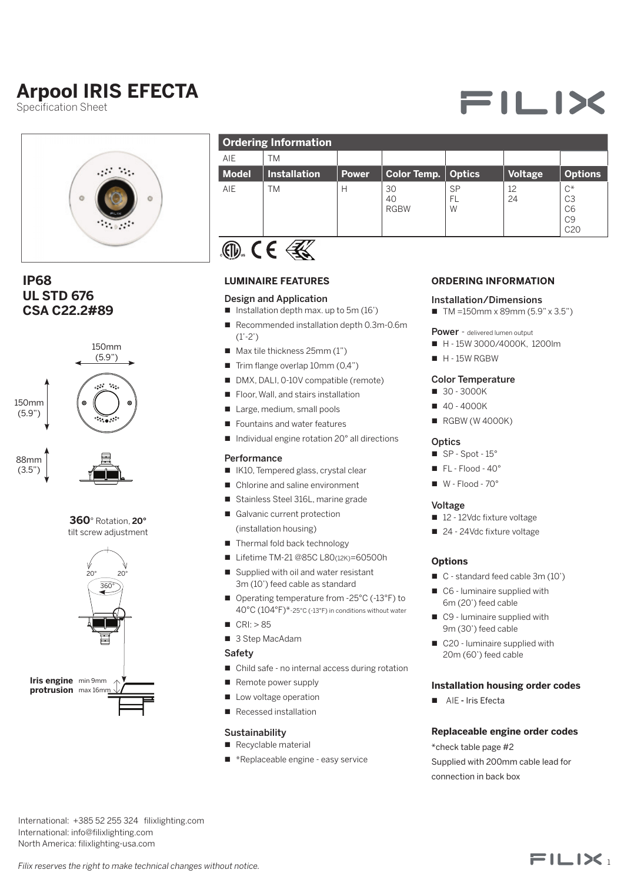# Arpool IRIS EFECTA

Specification Sheet

| Ordering Information | | | | | | |
|---|---|---|---|---|---|---|
| AIE | TM | | | | | |
| **Model** | **Installation** | **Power** | **Color Temp.** | **Optics** | **Voltage** | **Options** |
| AIE | TM | H | 30<br>40<br>RGBW | SP<br>FL<br>W | 12<br>24 | C*<br>C3<br>C6<br>C9<br>C20 |

**IP68**
**UL STD 676**
**CSA C22.2#89**

150mm (5.9")

150mm (5.9")

88mm (3.5")

**360**° Rotation, **20°** tilt screw adjustment

20° 20° 360°

**Iris engine protrusion** min 9mm max 16mm

## LUMINAIRE FEATURES

### Design and Application

- Installation depth max. up to 5m (16')
- Recommended installation depth 0.3m-0.6m (1'-2')
- Max tile thickness 25mm (1")
- Trim flange overlap 10mm (0,4")
- DMX, DALI, 0-10V compatible (remote)
- Floor, Wall, and stairs installation
- Large, medium, small pools
- Fountains and water features
- Individual engine rotation 20° all directions

### Performance

- IK10, Tempered glass, crystal clear
- Chlorine and saline environment
- Stainless Steel 316L, marine grade
- Galvanic current protection (installation housing)
- Thermal fold back technology
- Lifetime TM-21 @85C L80(12K)=60500h
- Supplied with oil and water resistant 3m (10') feed cable as standard
- Operating temperature from -25°C (-13°F) to 40°C (104°F)*-25°C (-13°F) in conditions without water
- CRI: > 85
- 3 Step MacAdam

### Safety

- Child safe - no internal access during rotation
- Remote power supply
- Low voltage operation
- Recessed installation

### Sustainability

- Recyclable material
- *Replaceable engine - easy service

## ORDERING INFORMATION

### Installation/Dimensions

- TM =150mm x 89mm (5.9" x 3.5")

### Power - delivered lumen output

- H - 15W 3000/4000K, 1200lm
- H - 15W RGBW

### Color Temperature

- 30 - 3000K
- 40 - 4000K
- RGBW (W 4000K)

### Optics

- SP - Spot - 15°
- FL - Flood - 40°
- W - Flood - 70°

### Voltage

- 12 - 12Vdc fixture voltage
- 24 - 24Vdc fixture voltage

### Options

- C - standard feed cable 3m (10')
- C6 - luminaire supplied with 6m (20') feed cable
- C9 - luminaire supplied with 9m (30') feed cable
- C20 - luminaire supplied with 20m (60') feed cable

### Installation housing order codes

- AIE - Iris Efecta

### Replaceable engine order codes

*check table page #2

Supplied with 200mm cable lead for connection in back box

International: +385 52 255 324 filixlighting.com
International: info@filixlighting.com
North America: filixlighting-usa.com

*Filix reserves the right to make technical changes without notice.*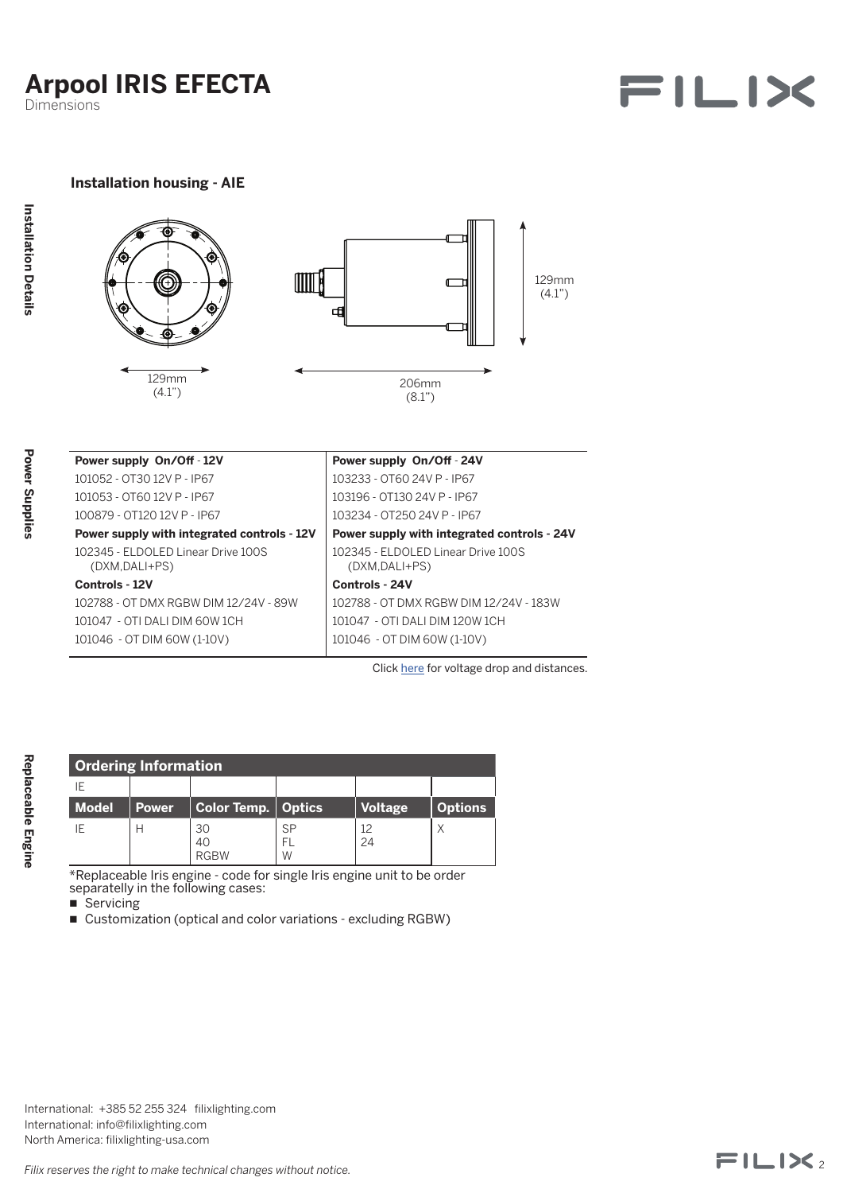# Arpool IRIS EFECTA

Dimensions

Installation Details

## Installation housing - AIE

129mm
(4.1")

206mm
(8.1")

129mm
(4.1")

Power Supplies

| Power supply On/Off - 12V | Power supply On/Off - 24V |
|---|---|
| 101052 - OT30 12V P - IP67 | 103233 - OT60 24V P - IP67 |
| 101053 - OT60 12V P - IP67 | 103196 - OT130 24V P - IP67 |
| 100879 - OT120 12V P - IP67 | 103234 - OT250 24V P - IP67 |
| **Power supply with integrated controls - 12V** | **Power supply with integrated controls - 24V** |
| 102345 - ELDOLED Linear Drive 100S (DXM,DALI+PS) | 102345 - ELDOLED Linear Drive 100S (DXM,DALI+PS) |
| **Controls - 12V** | **Controls - 24V** |
| 102788 - OT DMX RGBW DIM 12/24V - 89W | 102788 - OT DMX RGBW DIM 12/24V - 183W |
| 101047 - OTI DALI DIM 60W 1CH | 101047 - OTI DALI DIM 120W 1CH |
| 101046 - OT DIM 60W (1-10V) | 101046 - OT DIM 60W (1-10V) |

Click here for voltage drop and distances.

Replaceable Engine

| Ordering Information | | | | | |
|---|---|---|---|---|---|
| IE | | | | | |
| **Model** | **Power** | **Color Temp.** | **Optics** | **Voltage** | **Options** |
| IE | H | 30<br>40<br>RGBW | SP<br>FL<br>W | 12<br>24 | X |

*Replaceable Iris engine - code for single Iris engine unit to be order separatelly in the following cases:

- Servicing
- Customization (optical and color variations - excluding RGBW)

International: +385 52 255 324 filixlighting.com
International: info@filixlighting.com
North America: filixlighting-usa.com

*Filix reserves the right to make technical changes without notice.*